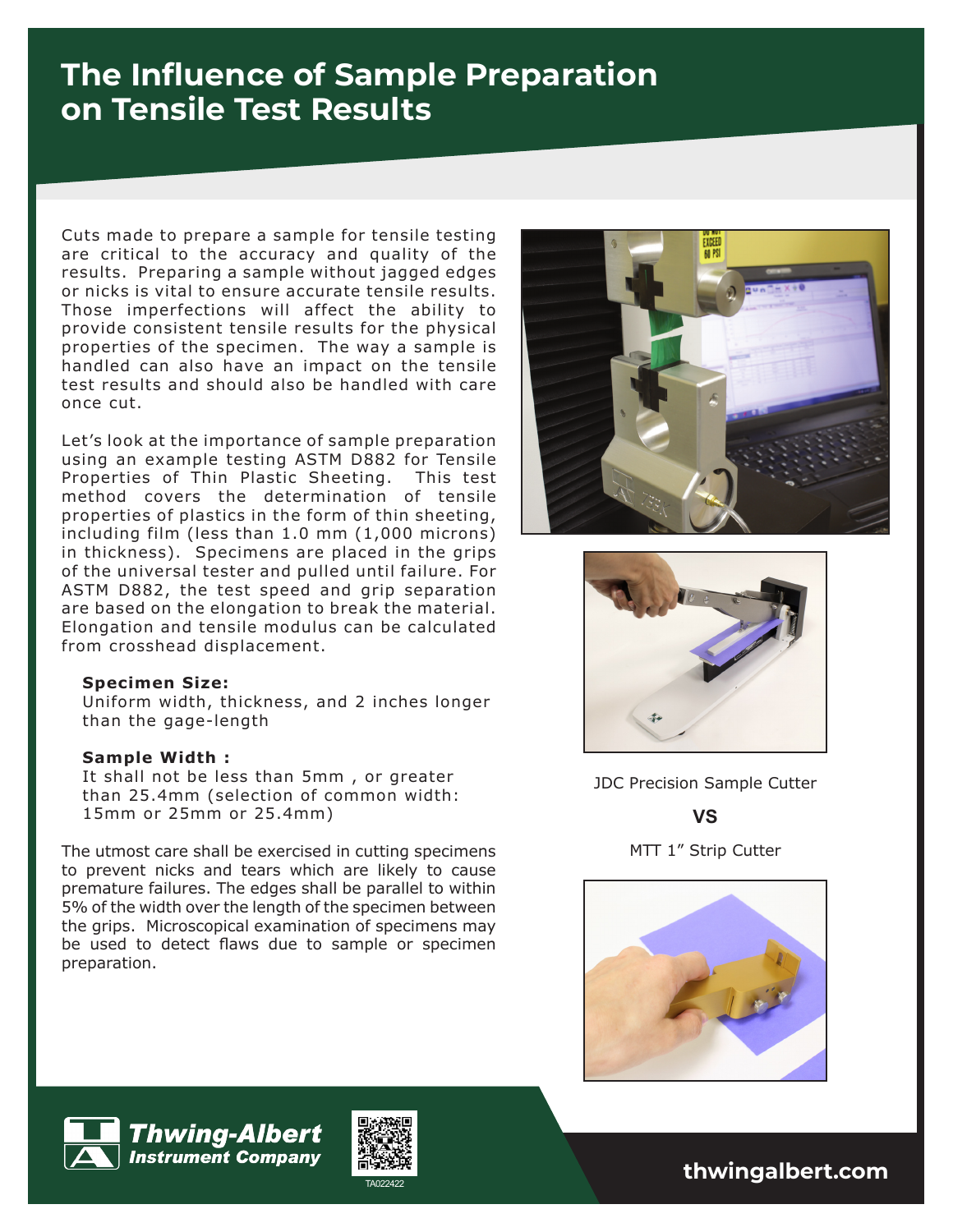# The Influence of Sample Preparation on Tensile Test Results

Cuts made to prepare a sample for tensile testing are critical to the accuracy and quality of the results. Preparing a sample without jagged edges or nicks is vital to ensure accurate tensile results. Those imperfections will affect the ability to provide consistent tensile results for the physical properties of the specimen. The way a sample is handled can also have an impact on the tensile test results and should also be handled with care once cut.

Let's look at the importance of sample preparation using an example testing ASTM D882 for Tensile Properties of Thin Plastic Sheeting. This test method covers the determination of tensile properties of plastics in the form of thin sheeting, including film (less than 1.0 mm (1,000 microns) in thickness). Specimens are placed in the grips of the universal tester and pulled until failure. For ASTM D882, the test speed and grip separation are based on the elongation to break the material. Elongation and tensile modulus can be calculated from crosshead displacement.

**Specimen Size:**
Uniform width, thickness, and 2 inches longer than the gage-length

**Sample Width :**
It shall not be less than 5mm , or greater than 25.4mm (selection of common width: 15mm or 25mm or 25.4mm)

The utmost care shall be exercised in cutting specimens to prevent nicks and tears which are likely to cause premature failures. The edges shall be parallel to within 5% of the width over the length of the specimen between the grips. Microscopical examination of specimens may be used to detect flaws due to sample or specimen preparation.

JDC Precision Sample Cutter

**VS**

MTT 1" Strip Cutter

**Thwing-Albert Instrument Company**

TA022422

**thwingalbert.com**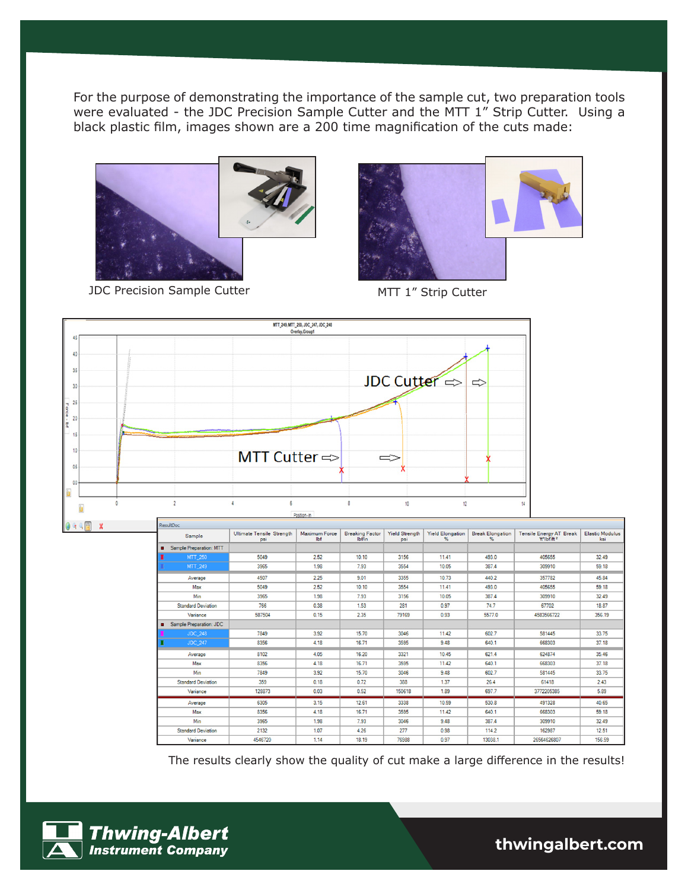For the purpose of demonstrating the importance of the sample cut, two preparation tools were evaluated - the JDC Precision Sample Cutter and the MTT 1" Strip Cutter. Using a black plastic film, images shown are a 200 time magnification of the cuts made:

JDC Precision Sample Cutter

MTT 1" Strip Cutter

MTT_249,MTT_250, JDC_247, JDC_248
Overlay.Group1

JDC Cutter

MTT Cutter

Force - lbf

Position - in

ResultDoc

| Sample | Ultimate Tensile Strength psi | Maximum Force lbf | Breaking Factor lbf/in | Yield Strength psi | Yield Elongation % | Break Elongation % | Tensile Energy AT Break ft*lbf/ft² | Elastic Modulus ksi |
|---|---|---|---|---|---|---|---|---|
| Sample Preparation: MTT | | | | | | | | |
| MTT_250 | 5049 | 2.52 | 10.10 | 3156 | 11.41 | 493.0 | 405655 | 32.49 |
| MTT_249 | 3965 | 1.98 | 7.93 | 3554 | 10.05 | 387.4 | 309910 | 59.18 |
| Average | 4507 | 2.25 | 9.01 | 3355 | 10.73 | 440.2 | 357782 | 45.84 |
| Max | 5049 | 2.52 | 10.10 | 3554 | 11.41 | 493.0 | 405655 | 59.18 |
| Min | 3965 | 1.98 | 7.93 | 3156 | 10.05 | 387.4 | 309910 | 32.49 |
| Standard Deviation | 766 | 0.38 | 1.53 | 281 | 0.97 | 74.7 | 67702 | 18.87 |
| Variance | 587504 | 0.15 | 2.35 | 79169 | 0.93 | 5577.0 | 4583566722 | 356.19 |
| Sample Preparation: JDC | | | | | | | | |
| JDC_248 | 7849 | 3.92 | 15.70 | 3046 | 11.42 | 602.7 | 581445 | 33.75 |
| JDC_247 | 8356 | 4.18 | 16.71 | 3595 | 9.48 | 640.1 | 668303 | 37.18 |
| Average | 8102 | 4.05 | 16.20 | 3321 | 10.45 | 621.4 | 624874 | 35.46 |
| Max | 8356 | 4.18 | 16.71 | 3595 | 11.42 | 640.1 | 668303 | 37.18 |
| Min | 7849 | 3.92 | 15.70 | 3046 | 9.48 | 602.7 | 581445 | 33.75 |
| Standard Deviation | 359 | 0.18 | 0.72 | 388 | 1.37 | 26.4 | 61418 | 2.43 |
| Variance | 128873 | 0.03 | 0.52 | 150618 | 1.89 | 697.7 | 3772205385 | 5.89 |
| Average | 6305 | 3.15 | 12.61 | 3338 | 10.59 | 530.8 | 491328 | 40.65 |
| Max | 8356 | 4.18 | 16.71 | 3595 | 11.42 | 640.1 | 668303 | 59.18 |
| Min | 3965 | 1.98 | 7.93 | 3046 | 9.48 | 387.4 | 309910 | 32.49 |
| Standard Deviation | 2132 | 1.07 | 4.26 | 277 | 0.98 | 114.2 | 162987 | 12.51 |
| Variance | 4546720 | 1.14 | 18.19 | 76988 | 0.97 | 13038.1 | 26564626807 | 156.59 |

The results clearly show the quality of cut make a large difference in the results!

**Thwing-Albert Instrument Company**

**thwingalbert.com**